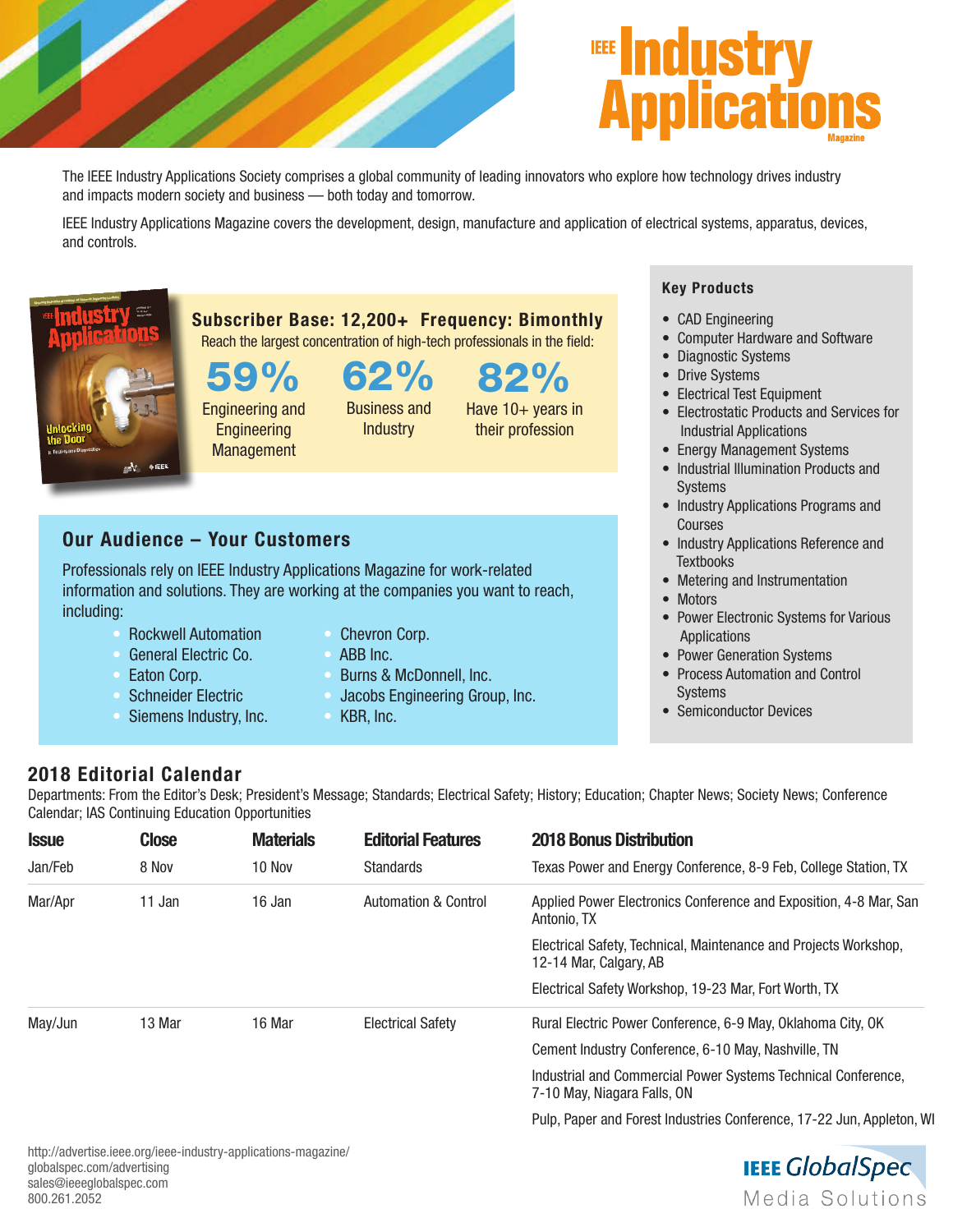# IEEE Industry Applications Magazine

The IEEE Industry Applications Society comprises a global community of leading innovators who explore how technology drives industry and impacts modern society and business — both today and tomorrow.

IEEE Industry Applications Magazine covers the development, design, manufacture and application of electrical systems, apparatus, devices, and controls.

## Subscriber Base: 12,200+ Frequency: Bimonthly

Reach the largest concentration of high-tech professionals in the field:

**59%** Engineering and Engineering Management

**62%** Business and Industry

**82%** Have 10+ years in their profession

## Key Products

- CAD Engineering
- Computer Hardware and Software
- Diagnostic Systems
- Drive Systems
- Electrical Test Equipment
- Electrostatic Products and Services for Industrial Applications
- Energy Management Systems
- Industrial Illumination Products and Systems
- Industry Applications Programs and Courses
- Industry Applications Reference and Textbooks
- Metering and Instrumentation
- Motors
- Power Electronic Systems for Various Applications
- Power Generation Systems
- Process Automation and Control Systems
- Semiconductor Devices

## Our Audience – Your Customers

Professionals rely on IEEE Industry Applications Magazine for work-related information and solutions. They are working at the companies you want to reach, including:

- Rockwell Automation
- General Electric Co.
- Eaton Corp.
- Schneider Electric
- Siemens Industry, Inc.
- Chevron Corp.
- ABB Inc.
- Burns & McDonnell, Inc.
- Jacobs Engineering Group, Inc.
- KBR, Inc.

## 2018 Editorial Calendar

Departments: From the Editor's Desk; President's Message; Standards; Electrical Safety; History; Education; Chapter News; Society News; Conference Calendar; IAS Continuing Education Opportunities

| Issue | Close | Materials | Editorial Features | 2018 Bonus Distribution |
|---|---|---|---|---|
| Jan/Feb | 8 Nov | 10 Nov | Standards | Texas Power and Energy Conference, 8-9 Feb, College Station, TX |
| Mar/Apr | 11 Jan | 16 Jan | Automation & Control | Applied Power Electronics Conference and Exposition, 4-8 Mar, San Antonio, TX |
| | | | | Electrical Safety, Technical, Maintenance and Projects Workshop, 12-14 Mar, Calgary, AB |
| | | | | Electrical Safety Workshop, 19-23 Mar, Fort Worth, TX |
| May/Jun | 13 Mar | 16 Mar | Electrical Safety | Rural Electric Power Conference, 6-9 May, Oklahoma City, OK |
| | | | | Cement Industry Conference, 6-10 May, Nashville, TN |
| | | | | Industrial and Commercial Power Systems Technical Conference, 7-10 May, Niagara Falls, ON |
| | | | | Pulp, Paper and Forest Industries Conference, 17-22 Jun, Appleton, WI |

http://advertise.ieee.org/ieee-industry-applications-magazine/
globalspec.com/advertising
sales@ieeeglobalspec.com
800.261.2052

IEEE GlobalSpec Media Solutions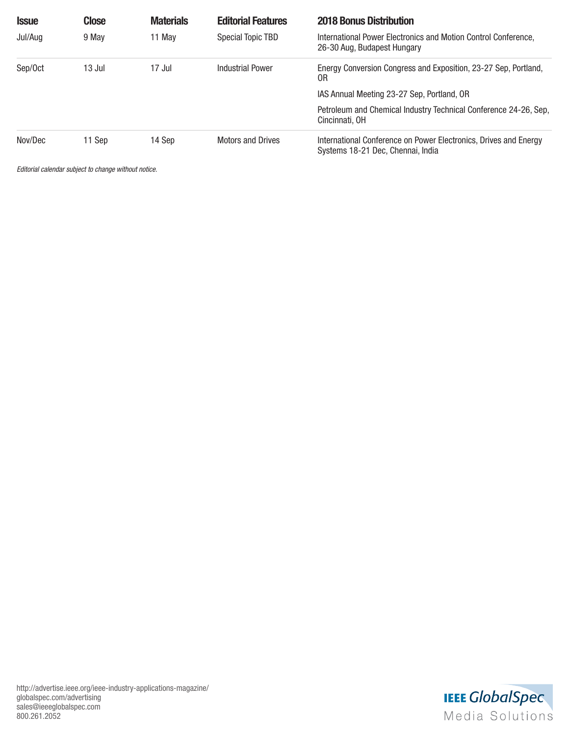| Issue | Close | Materials | Editorial Features | 2018 Bonus Distribution |
|---|---|---|---|---|
| Jul/Aug | 9 May | 11 May | Special Topic TBD | International Power Electronics and Motion Control Conference, 26-30 Aug, Budapest Hungary |
| Sep/Oct | 13 Jul | 17 Jul | Industrial Power | Energy Conversion Congress and Exposition, 23-27 Sep, Portland, OR<br>IAS Annual Meeting 23-27 Sep, Portland, OR<br>Petroleum and Chemical Industry Technical Conference 24-26, Sep, Cincinnati, OH |
| Nov/Dec | 11 Sep | 14 Sep | Motors and Drives | International Conference on Power Electronics, Drives and Energy Systems 18-21 Dec, Chennai, India |

*Editorial calendar subject to change without notice.*

http://advertise.ieee.org/ieee-industry-applications-magazine/
globalspec.com/advertising
sales@ieeeglobalspec.com
800.261.2052

IEEE GlobalSpec
Media Solutions